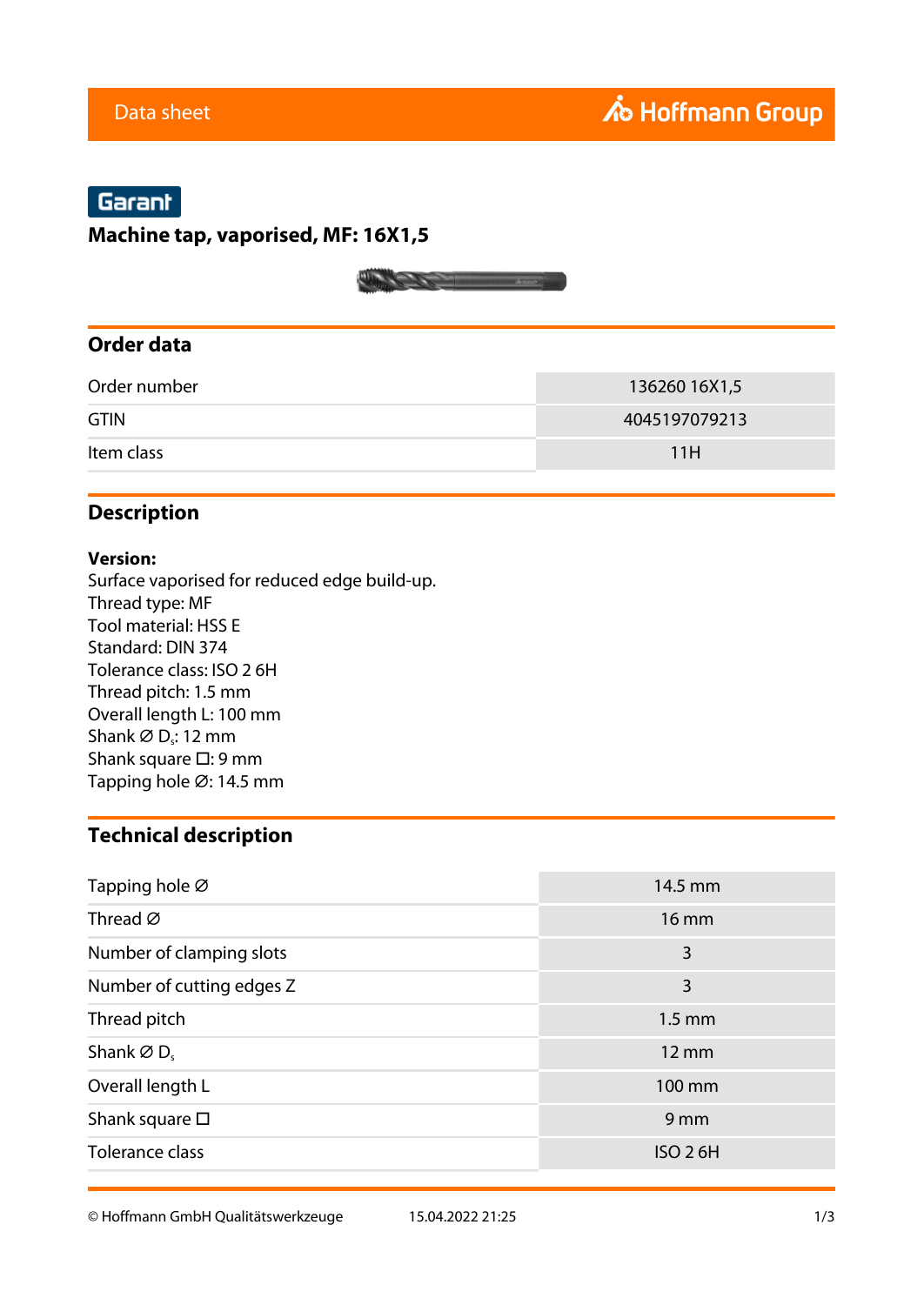Data sheet

Hoffmann Group

Garant

# Machine tap, vaporised, MF: 16X1,5

## Order data

| | |
|---|---|
| Order number | 136260 16X1,5 |
| GTIN | 4045197079213 |
| Item class | 11H |

## Description

**Version:**
Surface vaporised for reduced edge build-up.
Thread type: MF
Tool material: HSS E
Standard: DIN 374
Tolerance class: ISO 2 6H
Thread pitch: 1.5 mm
Overall length L: 100 mm
Shank ∅ $D_s$: 12 mm
Shank square ☐: 9 mm
Tapping hole ∅: 14.5 mm

## Technical description

| | |
|---|---|
| Tapping hole ∅ | 14.5 mm |
| Thread ∅ | 16 mm |
| Number of clamping slots | 3 |
| Number of cutting edges Z | 3 |
| Thread pitch | 1.5 mm |
| Shank ∅ $D_s$ | 12 mm |
| Overall length L | 100 mm |
| Shank square ☐ | 9 mm |
| Tolerance class | ISO 2 6H |

© Hoffmann GmbH Qualitätswerkzeuge 15.04.2022 21:25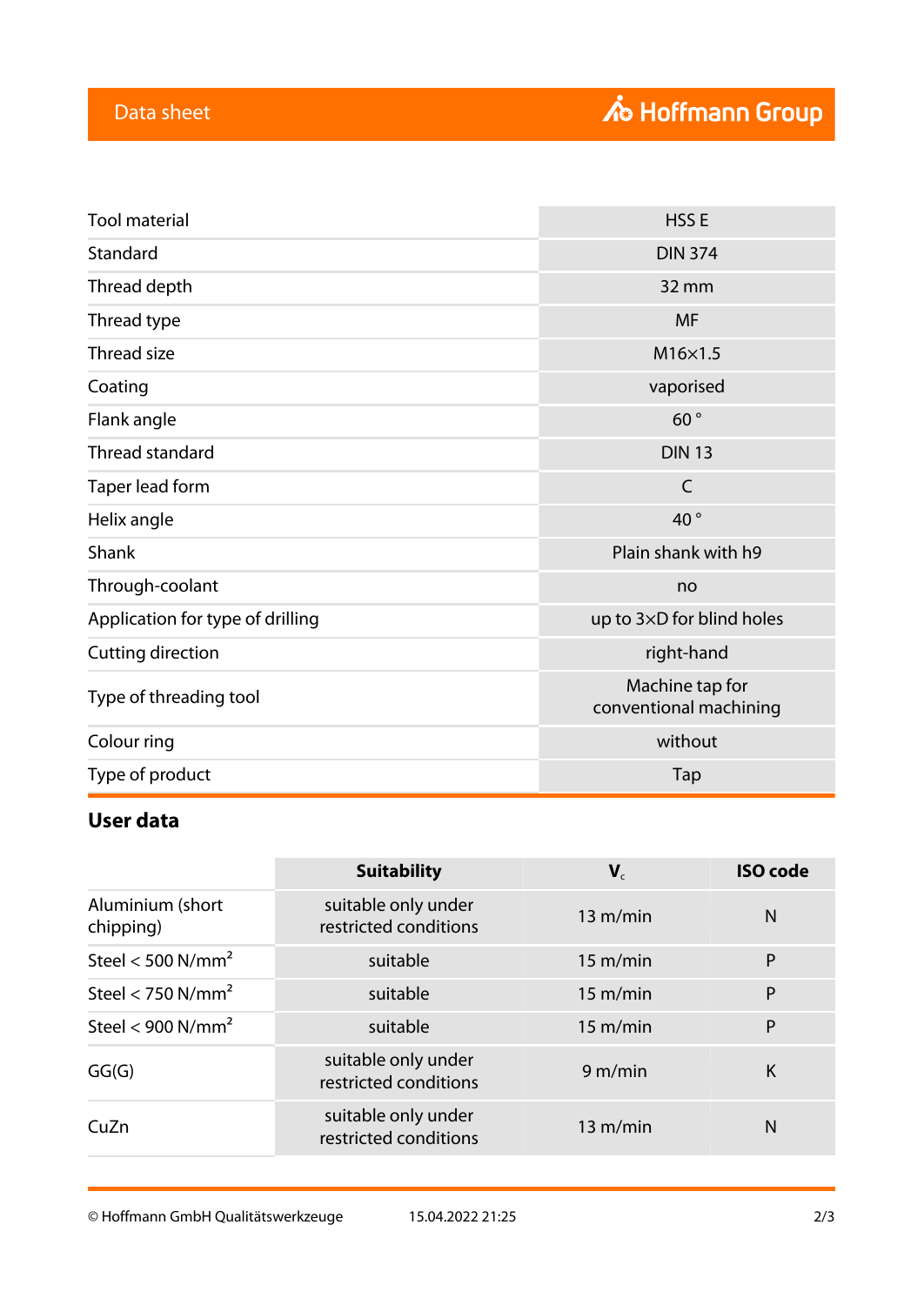| | |
|---|---|
| Tool material | HSS E |
| Standard | DIN 374 |
| Thread depth | 32 mm |
| Thread type | MF |
| Thread size | M16×1.5 |
| Coating | vaporised |
| Flank angle | 60 ° |
| Thread standard | DIN 13 |
| Taper lead form | C |
| Helix angle | 40 ° |
| Shank | Plain shank with h9 |
| Through-coolant | no |
| Application for type of drilling | up to 3×D for blind holes |
| Cutting direction | right-hand |
| Type of threading tool | Machine tap for conventional machining |
| Colour ring | without |
| Type of product | Tap |

## User data

| | Suitability | $V_c$ | ISO code |
|---|---|---|---|
| Aluminium (short chipping) | suitable only under restricted conditions | 13 m/min | N |
| Steel < 500 N/mm² | suitable | 15 m/min | P |
| Steel < 750 N/mm² | suitable | 15 m/min | P |
| Steel < 900 N/mm² | suitable | 15 m/min | P |
| GG(G) | suitable only under restricted conditions | 9 m/min | K |
| CuZn | suitable only under restricted conditions | 13 m/min | N |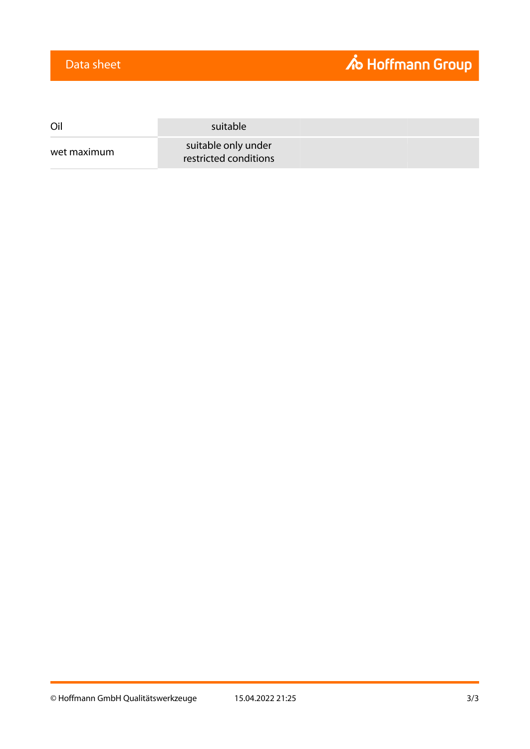| | | | |
|---|---|---|---|
| Oil | suitable | | |
| wet maximum | suitable only under restricted conditions | | |